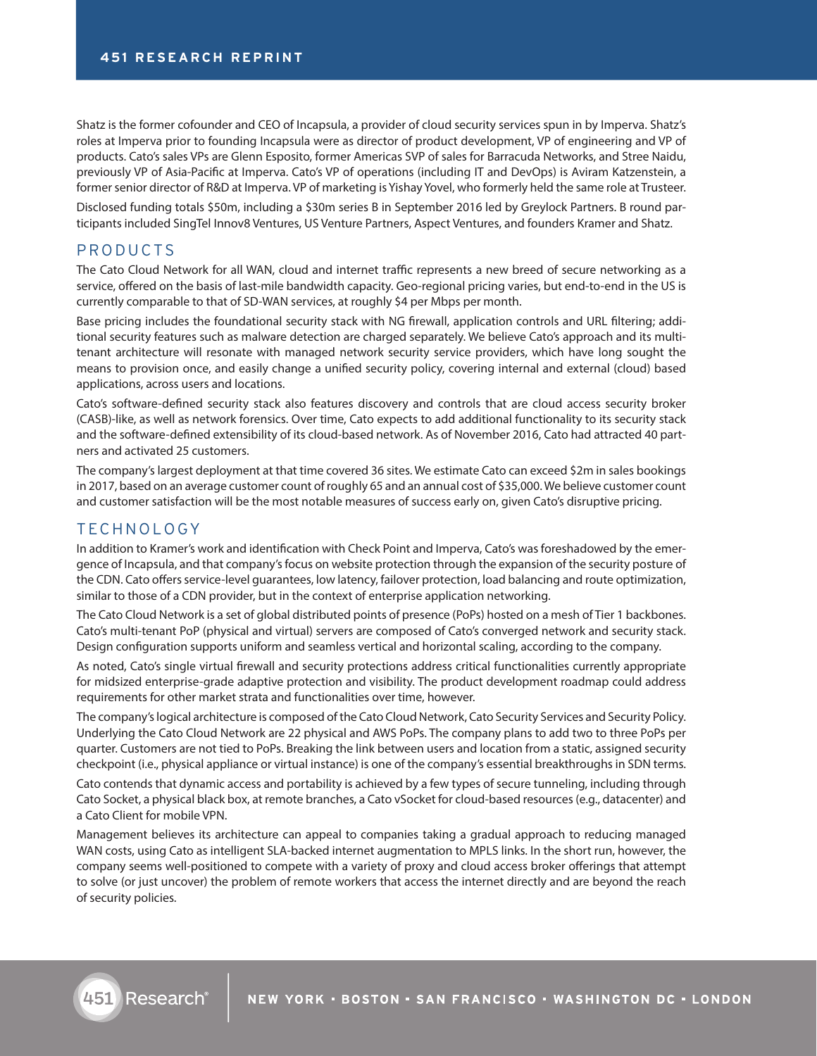Shatz is the former cofounder and CEO of Incapsula, a provider of cloud security services spun in by Imperva. Shatz's roles at Imperva prior to founding Incapsula were as director of product development, VP of engineering and VP of products. Cato's sales VPs are Glenn Esposito, former Americas SVP of sales for Barracuda Networks, and Stree Naidu, previously VP of Asia-Pacific at Imperva. Cato's VP of operations (including IT and DevOps) is Aviram Katzenstein, a former senior director of R&D at Imperva. VP of marketing is Yishay Yovel, who formerly held the same role at Trusteer.

Disclosed funding totals $50m, including a $30m series B in September 2016 led by Greylock Partners. B round participants included SingTel Innov8 Ventures, US Venture Partners, Aspect Ventures, and founders Kramer and Shatz.

## PRODUCTS

The Cato Cloud Network for all WAN, cloud and internet traffic represents a new breed of secure networking as a service, offered on the basis of last-mile bandwidth capacity. Geo-regional pricing varies, but end-to-end in the US is currently comparable to that of SD-WAN services, at roughly $4 per Mbps per month.

Base pricing includes the foundational security stack with NG firewall, application controls and URL filtering; additional security features such as malware detection are charged separately. We believe Cato's approach and its multi-tenant architecture will resonate with managed network security service providers, which have long sought the means to provision once, and easily change a unified security policy, covering internal and external (cloud) based applications, across users and locations.

Cato's software-defined security stack also features discovery and controls that are cloud access security broker (CASB)-like, as well as network forensics. Over time, Cato expects to add additional functionality to its security stack and the software-defined extensibility of its cloud-based network. As of November 2016, Cato had attracted 40 partners and activated 25 customers.

The company's largest deployment at that time covered 36 sites. We estimate Cato can exceed $2m in sales bookings in 2017, based on an average customer count of roughly 65 and an annual cost of $35,000. We believe customer count and customer satisfaction will be the most notable measures of success early on, given Cato's disruptive pricing.

## TECHNOLOGY

In addition to Kramer's work and identification with Check Point and Imperva, Cato's was foreshadowed by the emergence of Incapsula, and that company's focus on website protection through the expansion of the security posture of the CDN. Cato offers service-level guarantees, low latency, failover protection, load balancing and route optimization, similar to those of a CDN provider, but in the context of enterprise application networking.

The Cato Cloud Network is a set of global distributed points of presence (PoPs) hosted on a mesh of Tier 1 backbones. Cato's multi-tenant PoP (physical and virtual) servers are composed of Cato's converged network and security stack. Design configuration supports uniform and seamless vertical and horizontal scaling, according to the company.

As noted, Cato's single virtual firewall and security protections address critical functionalities currently appropriate for midsized enterprise-grade adaptive protection and visibility. The product development roadmap could address requirements for other market strata and functionalities over time, however.

The company's logical architecture is composed of the Cato Cloud Network, Cato Security Services and Security Policy. Underlying the Cato Cloud Network are 22 physical and AWS PoPs. The company plans to add two to three PoPs per quarter. Customers are not tied to PoPs. Breaking the link between users and location from a static, assigned security checkpoint (i.e., physical appliance or virtual instance) is one of the company's essential breakthroughs in SDN terms.

Cato contends that dynamic access and portability is achieved by a few types of secure tunneling, including through Cato Socket, a physical black box, at remote branches, a Cato vSocket for cloud-based resources (e.g., datacenter) and a Cato Client for mobile VPN.

Management believes its architecture can appeal to companies taking a gradual approach to reducing managed WAN costs, using Cato as intelligent SLA-backed internet augmentation to MPLS links. In the short run, however, the company seems well-positioned to compete with a variety of proxy and cloud access broker offerings that attempt to solve (or just uncover) the problem of remote workers that access the internet directly and are beyond the reach of security policies.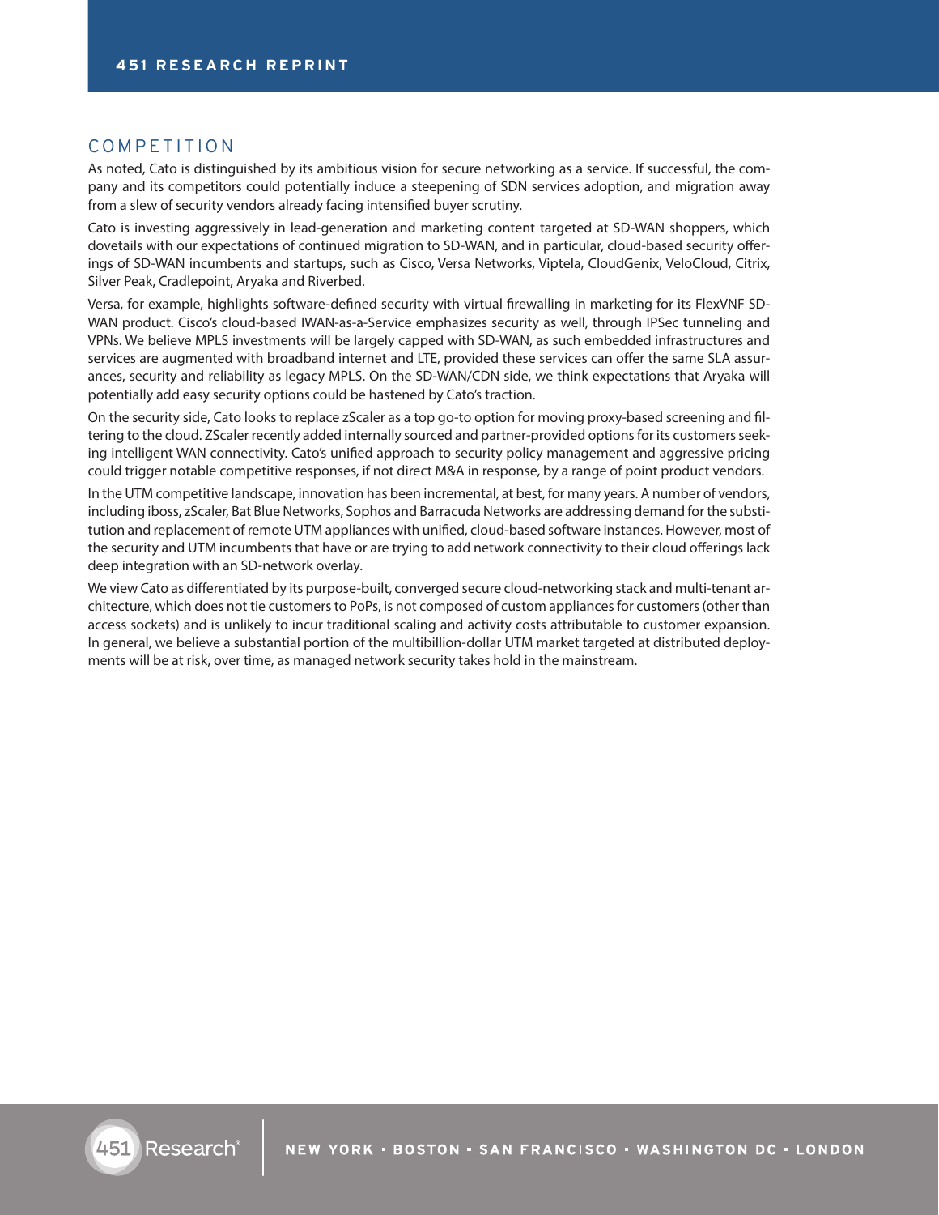## COMPETITION

As noted, Cato is distinguished by its ambitious vision for secure networking as a service. If successful, the company and its competitors could potentially induce a steepening of SDN services adoption, and migration away from a slew of security vendors already facing intensified buyer scrutiny.

Cato is investing aggressively in lead-generation and marketing content targeted at SD-WAN shoppers, which dovetails with our expectations of continued migration to SD-WAN, and in particular, cloud-based security offerings of SD-WAN incumbents and startups, such as Cisco, Versa Networks, Viptela, CloudGenix, VeloCloud, Citrix, Silver Peak, Cradlepoint, Aryaka and Riverbed.

Versa, for example, highlights software-defined security with virtual firewalling in marketing for its FlexVNF SD-WAN product. Cisco's cloud-based IWAN-as-a-Service emphasizes security as well, through IPSec tunneling and VPNs. We believe MPLS investments will be largely capped with SD-WAN, as such embedded infrastructures and services are augmented with broadband internet and LTE, provided these services can offer the same SLA assurances, security and reliability as legacy MPLS. On the SD-WAN/CDN side, we think expectations that Aryaka will potentially add easy security options could be hastened by Cato's traction.

On the security side, Cato looks to replace zScaler as a top go-to option for moving proxy-based screening and filtering to the cloud. ZScaler recently added internally sourced and partner-provided options for its customers seeking intelligent WAN connectivity. Cato's unified approach to security policy management and aggressive pricing could trigger notable competitive responses, if not direct M&A in response, by a range of point product vendors.

In the UTM competitive landscape, innovation has been incremental, at best, for many years. A number of vendors, including iboss, zScaler, Bat Blue Networks, Sophos and Barracuda Networks are addressing demand for the substitution and replacement of remote UTM appliances with unified, cloud-based software instances. However, most of the security and UTM incumbents that have or are trying to add network connectivity to their cloud offerings lack deep integration with an SD-network overlay.

We view Cato as differentiated by its purpose-built, converged secure cloud-networking stack and multi-tenant architecture, which does not tie customers to PoPs, is not composed of custom appliances for customers (other than access sockets) and is unlikely to incur traditional scaling and activity costs attributable to customer expansion. In general, we believe a substantial portion of the multibillion-dollar UTM market targeted at distributed deployments will be at risk, over time, as managed network security takes hold in the mainstream.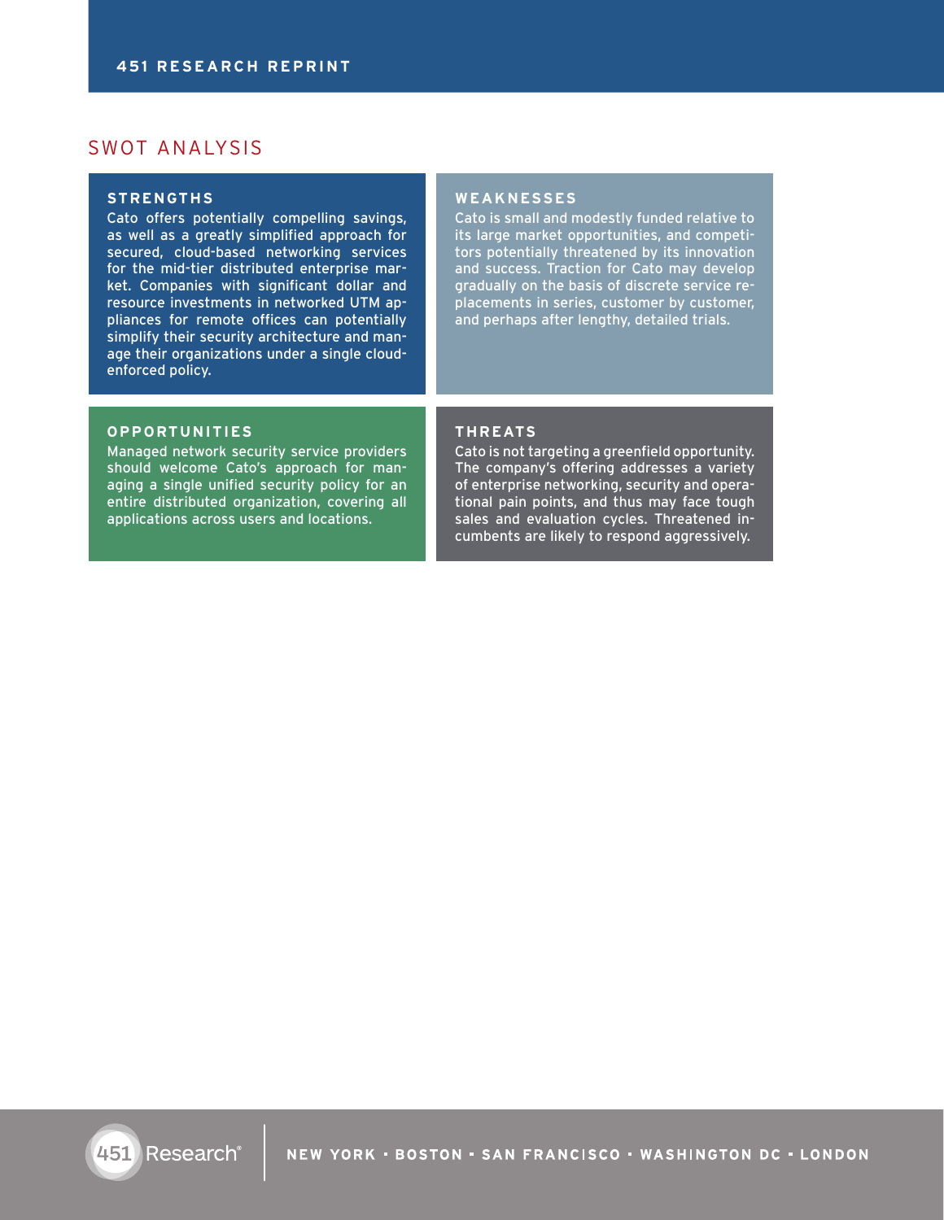## SWOT ANALYSIS

### STRENGTHS

Cato offers potentially compelling savings, as well as a greatly simplified approach for secured, cloud-based networking services for the mid-tier distributed enterprise market. Companies with significant dollar and resource investments in networked UTM appliances for remote offices can potentially simplify their security architecture and manage their organizations under a single cloud-enforced policy.

### WEAKNESSES

Cato is small and modestly funded relative to its large market opportunities, and competitors potentially threatened by its innovation and success. Traction for Cato may develop gradually on the basis of discrete service replacements in series, customer by customer, and perhaps after lengthy, detailed trials.

### OPPORTUNITIES

Managed network security service providers should welcome Cato's approach for managing a single unified security policy for an entire distributed organization, covering all applications across users and locations.

### THREATS

Cato is not targeting a greenfield opportunity. The company's offering addresses a variety of enterprise networking, security and operational pain points, and thus may face tough sales and evaluation cycles. Threatened incumbents are likely to respond aggressively.